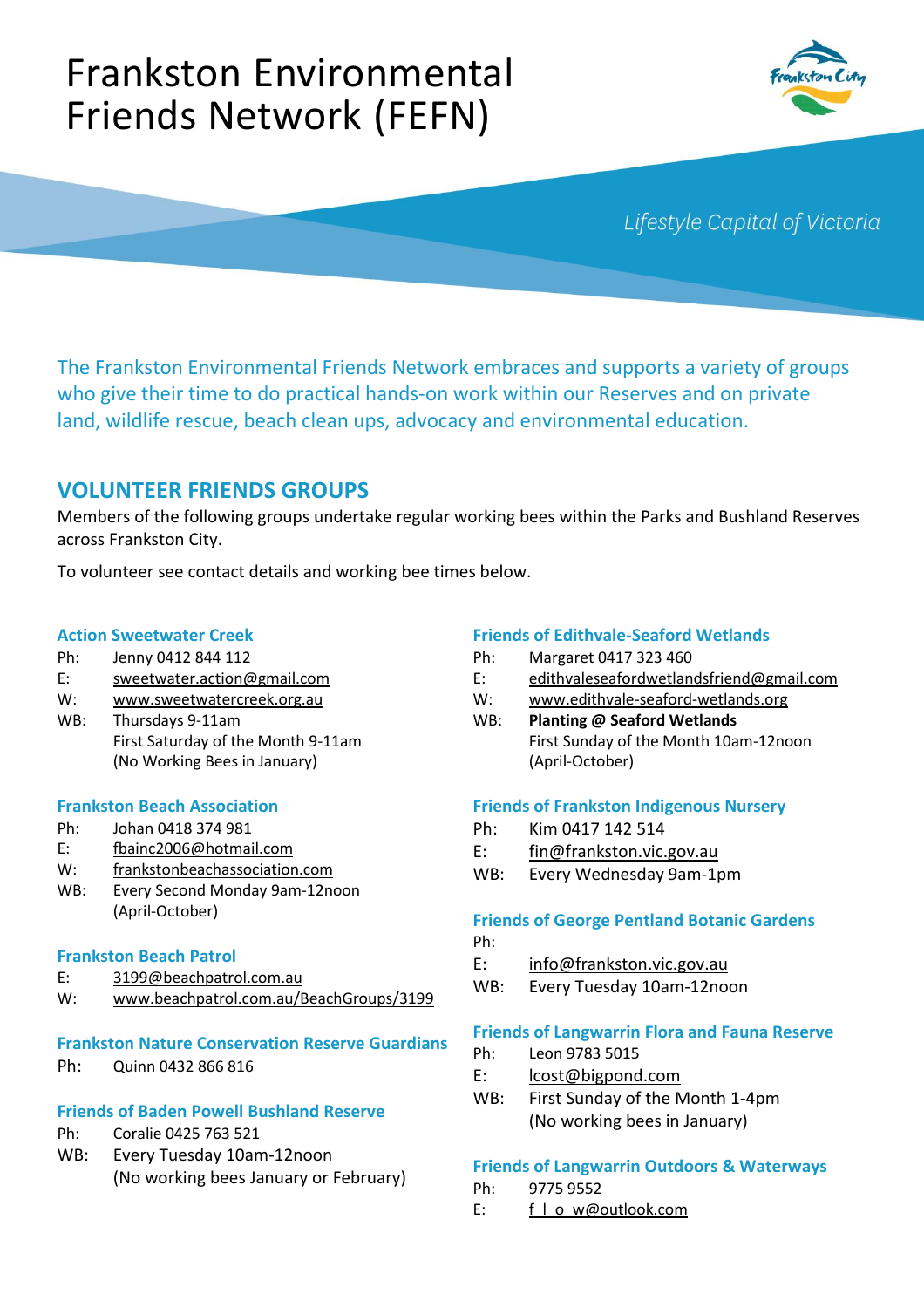# Frankston Environmental Friends Network (FEFN)

*Lifestyle Capital of Victoria*

The Frankston Environmental Friends Network embraces and supports a variety of groups who give their time to do practical hands-on work within our Reserves and on private land, wildlife rescue, beach clean ups, advocacy and environmental education.

## VOLUNTEER FRIENDS GROUPS

Members of the following groups undertake regular working bees within the Parks and Bushland Reserves across Frankston City.

To volunteer see contact details and working bee times below.

### Action Sweetwater Creek

Ph: Jenny 0412 844 112
E: sweetwater.action@gmail.com
W: www.sweetwatercreek.org.au
WB: Thursdays 9-11am
First Saturday of the Month 9-11am
(No Working Bees in January)

### Frankston Beach Association

Ph: Johan 0418 374 981
E: fbainc2006@hotmail.com
W: frankstonbeachassociation.com
WB: Every Second Monday 9am-12noon
(April-October)

### Frankston Beach Patrol

E: 3199@beachpatrol.com.au
W: www.beachpatrol.com.au/BeachGroups/3199

### Frankston Nature Conservation Reserve Guardians

Ph: Quinn 0432 866 816

### Friends of Baden Powell Bushland Reserve

Ph: Coralie 0425 763 521
WB: Every Tuesday 10am-12noon
(No working bees January or February)

### Friends of Edithvale-Seaford Wetlands

Ph: Margaret 0417 323 460
E: edithvaleseafordwetlandsfriend@gmail.com
W: www.edithvale-seaford-wetlands.org
WB: **Planting @ Seaford Wetlands**
First Sunday of the Month 10am-12noon
(April-October)

### Friends of Frankston Indigenous Nursery

Ph: Kim 0417 142 514
E: fin@frankston.vic.gov.au
WB: Every Wednesday 9am-1pm

### Friends of George Pentland Botanic Gardens

Ph:
E: info@frankston.vic.gov.au
WB: Every Tuesday 10am-12noon

### Friends of Langwarrin Flora and Fauna Reserve

Ph: Leon 9783 5015
E: lcost@bigpond.com
WB: First Sunday of the Month 1-4pm
(No working bees in January)

### Friends of Langwarrin Outdoors & Waterways

Ph: 9775 9552
E: f_l_o_w@outlook.com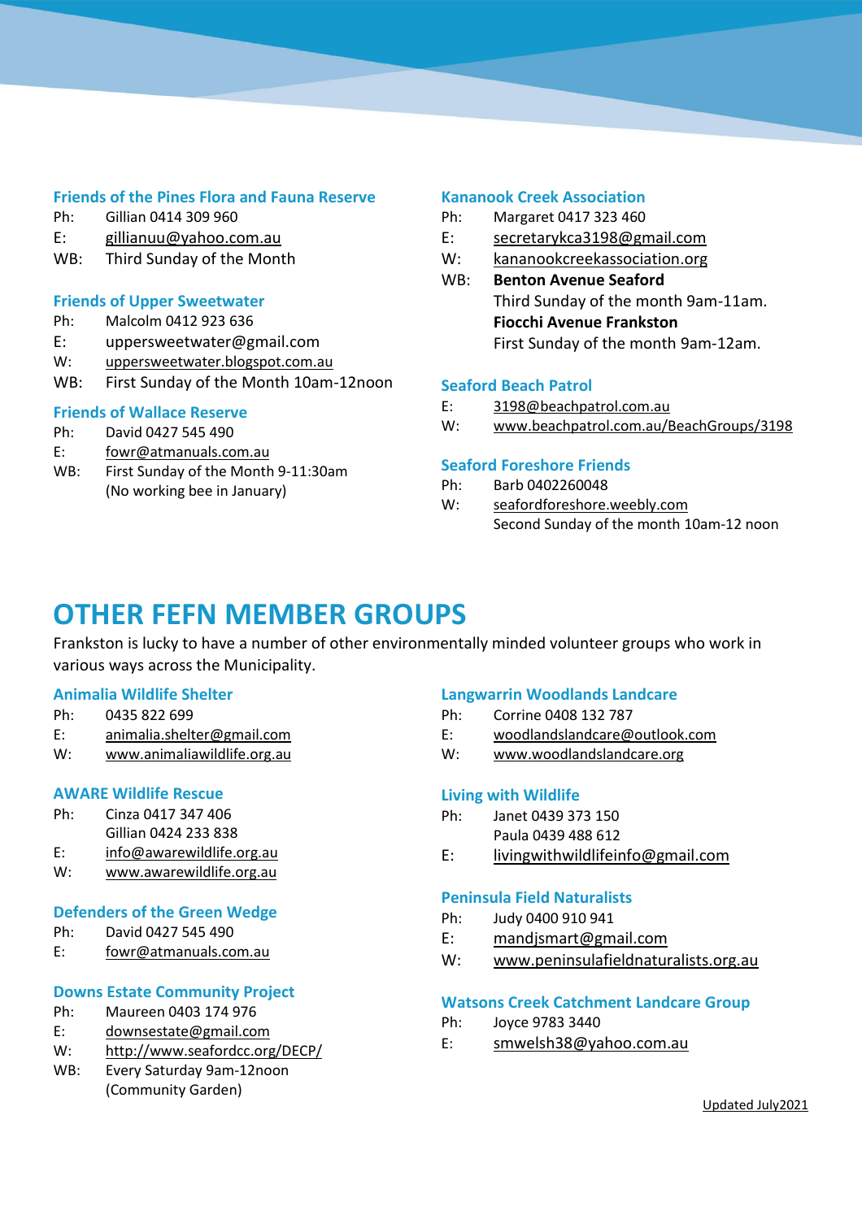### Friends of the Pines Flora and Fauna Reserve

Ph: Gillian 0414 309 960
E: gillianuu@yahoo.com.au
WB: Third Sunday of the Month

### Friends of Upper Sweetwater

Ph: Malcolm 0412 923 636
E: uppersweetwater@gmail.com
W: uppersweetwater.blogspot.com.au
WB: First Sunday of the Month 10am-12noon

### Friends of Wallace Reserve

Ph: David 0427 545 490
E: fowr@atmanuals.com.au
WB: First Sunday of the Month 9-11:30am
(No working bee in January)

### Kananook Creek Association

Ph: Margaret 0417 323 460
E: secretarykca3198@gmail.com
W: kananookcreekassociation.org
WB: **Benton Avenue Seaford**
Third Sunday of the month 9am-11am.
**Fiocchi Avenue Frankston**
First Sunday of the month 9am-12am.

### Seaford Beach Patrol

E: 3198@beachpatrol.com.au
W: www.beachpatrol.com.au/BeachGroups/3198

### Seaford Foreshore Friends

Ph: Barb 0402260048
W: seafordforeshore.weebly.com
Second Sunday of the month 10am-12 noon

# OTHER FEFN MEMBER GROUPS

Frankston is lucky to have a number of other environmentally minded volunteer groups who work in various ways across the Municipality.

### Animalia Wildlife Shelter

Ph: 0435 822 699
E: animalia.shelter@gmail.com
W: www.animaliawildlife.org.au

### AWARE Wildlife Rescue

Ph: Cinza 0417 347 406
Gillian 0424 233 838
E: info@awarewildlife.org.au
W: www.awarewildlife.org.au

### Defenders of the Green Wedge

Ph: David 0427 545 490
E: fowr@atmanuals.com.au

### Downs Estate Community Project

Ph: Maureen 0403 174 976
E: downsestate@gmail.com
W: http://www.seafordcc.org/DECP/
WB: Every Saturday 9am-12noon
(Community Garden)

### Langwarrin Woodlands Landcare

Ph: Corrine 0408 132 787
E: woodlandslandcare@outlook.com
W: www.woodlandslandcare.org

### Living with Wildlife

Ph: Janet 0439 373 150
Paula 0439 488 612
E: livingwithwildlifeinfo@gmail.com

### Peninsula Field Naturalists

Ph: Judy 0400 910 941
E: mandjsmart@gmail.com
W: www.peninsulafieldnaturalists.org.au

### Watsons Creek Catchment Landcare Group

Ph: Joyce 9783 3440
E: smwelsh38@yahoo.com.au

Updated July2021